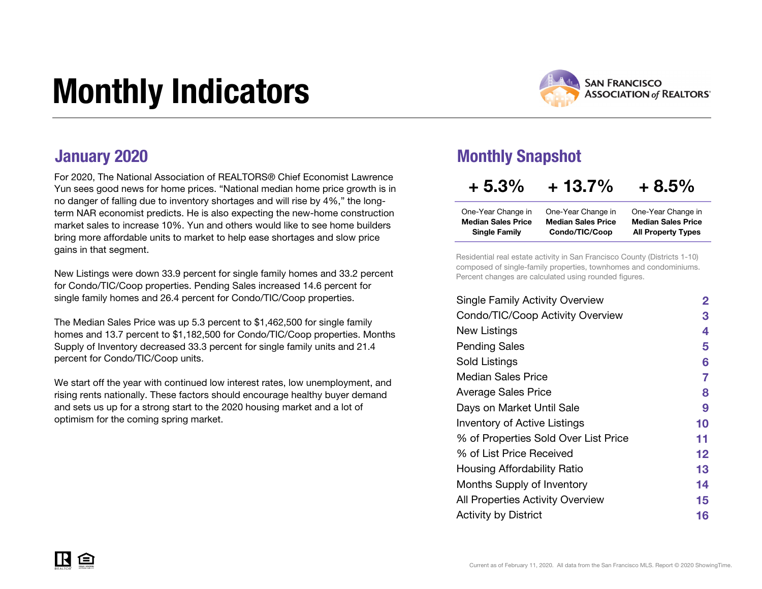# Monthly Indicators

SAN FRANCISCO ASSOCIATION of REALTORS®

## January 2020

For 2020, The National Association of REALTORS® Chief Economist Lawrence Yun sees good news for home prices. "National median home price growth is in no danger of falling due to inventory shortages and will rise by 4%," the long-term NAR economist predicts. He is also expecting the new-home construction market sales to increase 10%. Yun and others would like to see home builders bring more affordable units to market to help ease shortages and slow price gains in that segment.

New Listings were down 33.9 percent for single family homes and 33.2 percent for Condo/TIC/Coop properties. Pending Sales increased 14.6 percent for single family homes and 26.4 percent for Condo/TIC/Coop properties.

The Median Sales Price was up 5.3 percent to $1,462,500 for single family homes and 13.7 percent to $1,182,500 for Condo/TIC/Coop properties. Months Supply of Inventory decreased 33.3 percent for single family units and 21.4 percent for Condo/TIC/Coop units.

We start off the year with continued low interest rates, low unemployment, and rising rents nationally. These factors should encourage healthy buyer demand and sets us up for a strong start to the 2020 housing market and a lot of optimism for the coming spring market.

## Monthly Snapshot

| + 5.3% | + 13.7% | + 8.5% |
|---|---|---|
| One-Year Change in **Median Sales Price Single Family** | One-Year Change in **Median Sales Price Condo/TIC/Coop** | One-Year Change in **Median Sales Price All Property Types** |

Residential real estate activity in San Francisco County (Districts 1-10) composed of single-family properties, townhomes and condominiums. Percent changes are calculated using rounded figures.

| | |
|---|---|
| Single Family Activity Overview | 2 |
| Condo/TIC/Coop Activity Overview | 3 |
| New Listings | 4 |
| Pending Sales | 5 |
| Sold Listings | 6 |
| Median Sales Price | 7 |
| Average Sales Price | 8 |
| Days on Market Until Sale | 9 |
| Inventory of Active Listings | 10 |
| % of Properties Sold Over List Price | 11 |
| % of List Price Received | 12 |
| Housing Affordability Ratio | 13 |
| Months Supply of Inventory | 14 |
| All Properties Activity Overview | 15 |
| Activity by District | 16 |

Current as of February 11, 2020. All data from the San Francisco MLS. Report © 2020 ShowingTime.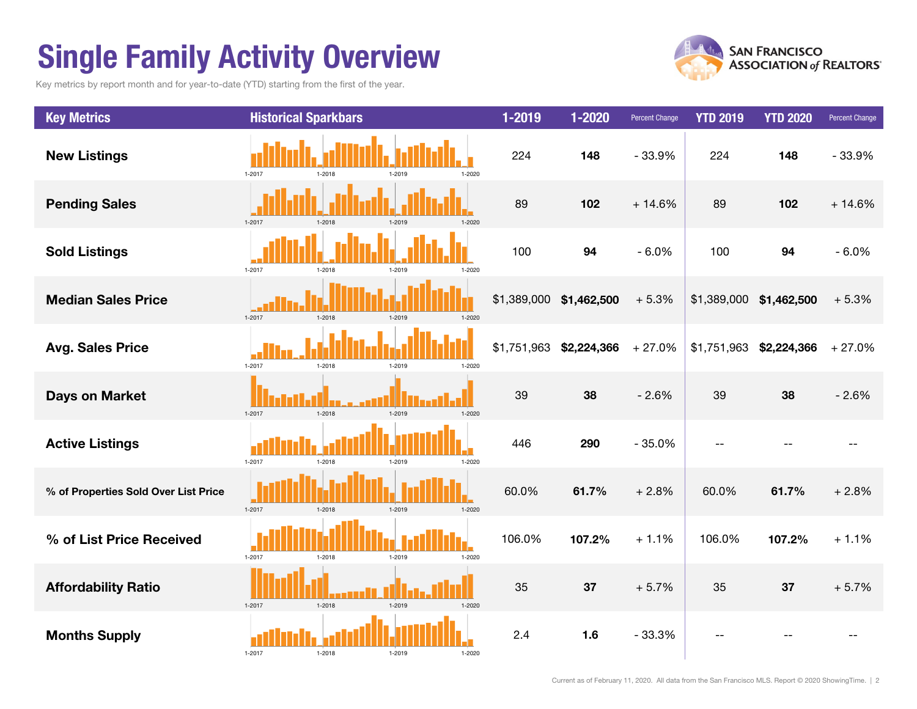# Single Family Activity Overview

Key metrics by report month and for year-to-date (YTD) starting from the first of the year.

| Key Metrics | Historical Sparkbars | 1-2019 | 1-2020 | Percent Change | YTD 2019 | YTD 2020 | Percent Change |
|---|---|---|---|---|---|---|---|
| New Listings | 1-2017 1-2018 1-2019 1-2020 | 224 | **148** | - 33.9% | 224 | **148** | - 33.9% |
| Pending Sales | 1-2017 1-2018 1-2019 1-2020 | 89 | **102** | + 14.6% | 89 | **102** | + 14.6% |
| Sold Listings | 1-2017 1-2018 1-2019 1-2020 | 100 | **94** | - 6.0% | 100 | **94** | - 6.0% |
| Median Sales Price | 1-2017 1-2018 1-2019 1-2020 | $1,389,000 | **$1,462,500** | + 5.3% | $1,389,000 | **$1,462,500** | + 5.3% |
| Avg. Sales Price | 1-2017 1-2018 1-2019 1-2020 | $1,751,963 | **$2,224,366** | + 27.0% | $1,751,963 | **$2,224,366** | + 27.0% |
| Days on Market | 1-2017 1-2018 1-2019 1-2020 | 39 | **38** | - 2.6% | 39 | **38** | - 2.6% |
| Active Listings | 1-2017 1-2018 1-2019 1-2020 | 446 | **290** | - 35.0% | -- | -- | -- |
| % of Properties Sold Over List Price | 1-2017 1-2018 1-2019 1-2020 | 60.0% | **61.7%** | + 2.8% | 60.0% | **61.7%** | + 2.8% |
| % of List Price Received | 1-2017 1-2018 1-2019 1-2020 | 106.0% | **107.2%** | + 1.1% | 106.0% | **107.2%** | + 1.1% |
| Affordability Ratio | 1-2017 1-2018 1-2019 1-2020 | 35 | **37** | + 5.7% | 35 | **37** | + 5.7% |
| Months Supply | 1-2017 1-2018 1-2019 1-2020 | 2.4 | **1.6** | - 33.3% | -- | -- | -- |

Current as of February 11, 2020. All data from the San Francisco MLS. Report © 2020 ShowingTime.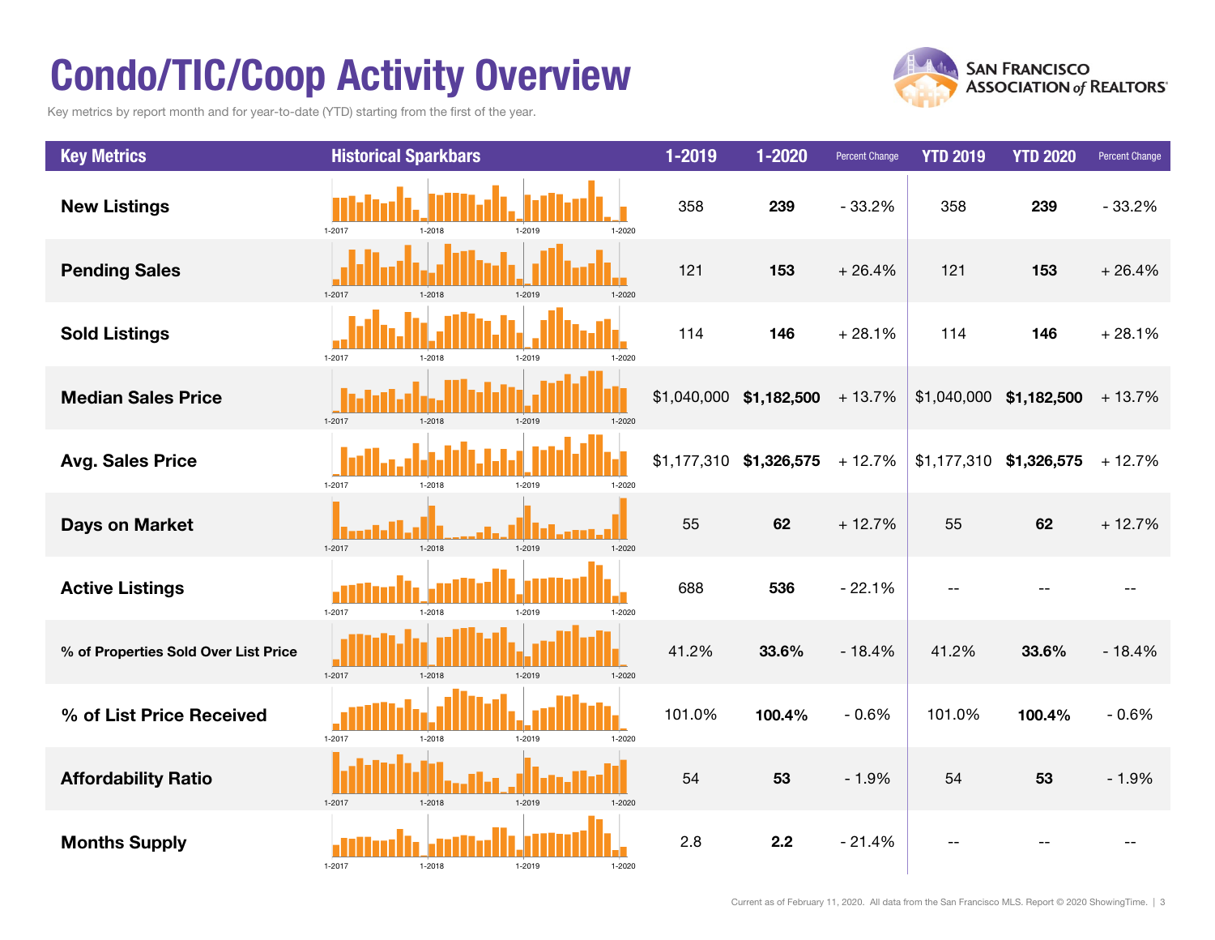# Condo/TIC/Coop Activity Overview

Key metrics by report month and for year-to-date (YTD) starting from the first of the year.

| Key Metrics | Historical Sparkbars | 1-2019 | 1-2020 | Percent Change | YTD 2019 | YTD 2020 | Percent Change |
|---|---|---|---|---|---|---|---|
| New Listings | 1-2017 1-2018 1-2019 1-2020 | 358 | **239** | - 33.2% | 358 | **239** | - 33.2% |
| Pending Sales | 1-2017 1-2018 1-2019 1-2020 | 121 | **153** | + 26.4% | 121 | **153** | + 26.4% |
| Sold Listings | 1-2017 1-2018 1-2019 1-2020 | 114 | **146** | + 28.1% | 114 | **146** | + 28.1% |
| Median Sales Price | 1-2017 1-2018 1-2019 1-2020 | $1,040,000 | **$1,182,500** | + 13.7% | $1,040,000 | **$1,182,500** | + 13.7% |
| Avg. Sales Price | 1-2017 1-2018 1-2019 1-2020 | $1,177,310 | **$1,326,575** | + 12.7% | $1,177,310 | **$1,326,575** | + 12.7% |
| Days on Market | 1-2017 1-2018 1-2019 1-2020 | 55 | **62** | + 12.7% | 55 | **62** | + 12.7% |
| Active Listings | 1-2017 1-2018 1-2019 1-2020 | 688 | **536** | - 22.1% | -- | -- | -- |
| % of Properties Sold Over List Price | 1-2017 1-2018 1-2019 1-2020 | 41.2% | **33.6%** | - 18.4% | 41.2% | **33.6%** | - 18.4% |
| % of List Price Received | 1-2017 1-2018 1-2019 1-2020 | 101.0% | **100.4%** | - 0.6% | 101.0% | **100.4%** | - 0.6% |
| Affordability Ratio | 1-2017 1-2018 1-2019 1-2020 | 54 | **53** | - 1.9% | 54 | **53** | - 1.9% |
| Months Supply | 1-2017 1-2018 1-2019 1-2020 | 2.8 | **2.2** | - 21.4% | -- | -- | -- |

Current as of February 11, 2020. All data from the San Francisco MLS. Report © 2020 ShowingTime.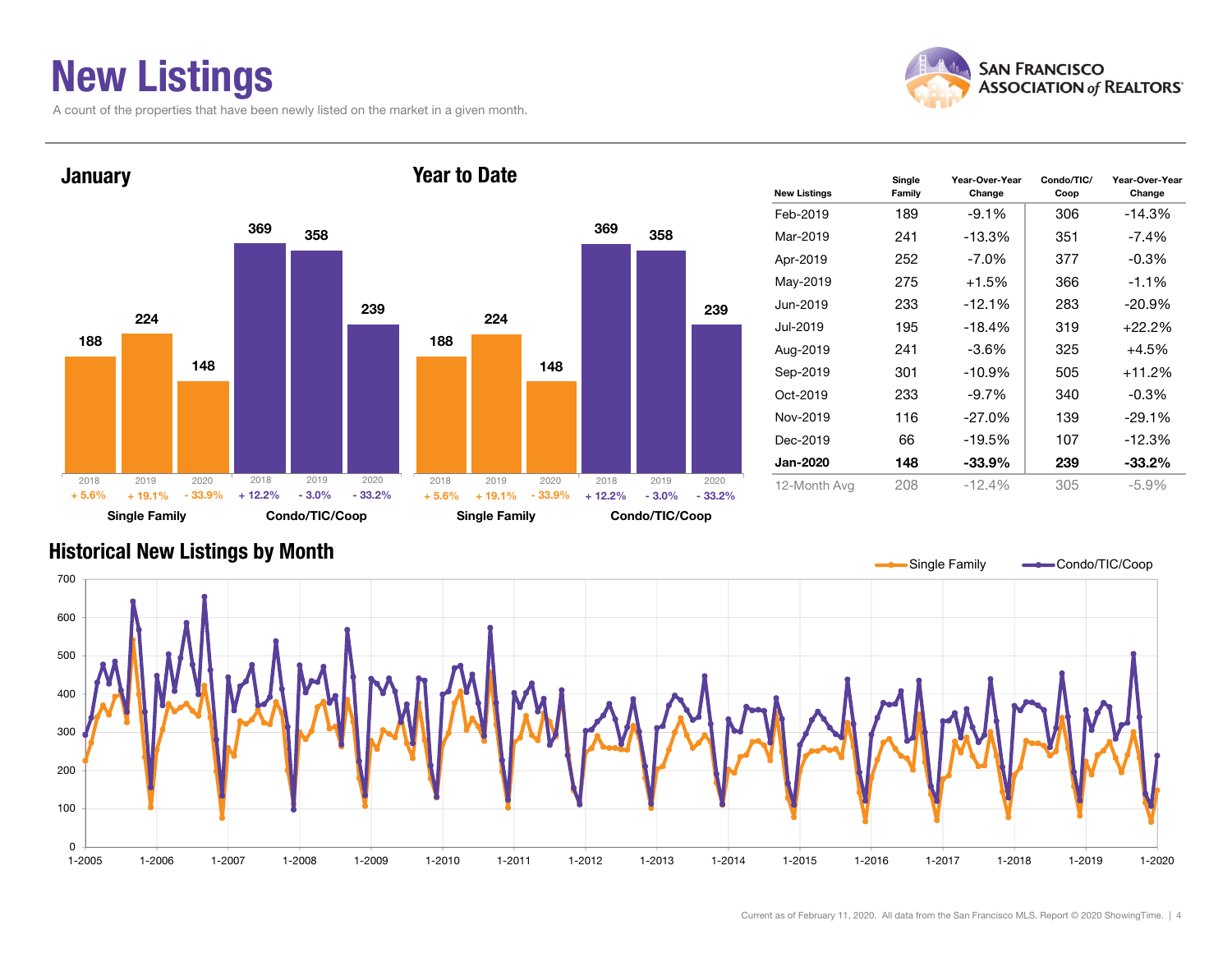# New Listings

A count of the properties that have been newly listed on the market in a given month.

SAN FRANCISCO ASSOCIATION of REALTORS®

## January

| | 2018 | 2019 | 2020 |
|---|---|---|---|
| Single Family | 188 | 224 | 148 |
| Change | + 5.6% | + 19.1% | - 33.9% |
| Condo/TIC/Coop | 369 | 358 | 239 |
| Change | + 12.2% | - 3.0% | - 33.2% |

## Year to Date

| | 2018 | 2019 | 2020 |
|---|---|---|---|
| Single Family | 188 | 224 | 148 |
| Change | + 5.6% | + 19.1% | - 33.9% |
| Condo/TIC/Coop | 369 | 358 | 239 |
| Change | + 12.2% | - 3.0% | - 33.2% |

| New Listings | Single Family | Year-Over-Year Change | Condo/TIC/ Coop | Year-Over-Year Change |
|---|---|---|---|---|
| Feb-2019 | 189 | -9.1% | 306 | -14.3% |
| Mar-2019 | 241 | -13.3% | 351 | -7.4% |
| Apr-2019 | 252 | -7.0% | 377 | -0.3% |
| May-2019 | 275 | +1.5% | 366 | -1.1% |
| Jun-2019 | 233 | -12.1% | 283 | -20.9% |
| Jul-2019 | 195 | -18.4% | 319 | +22.2% |
| Aug-2019 | 241 | -3.6% | 325 | +4.5% |
| Sep-2019 | 301 | -10.9% | 505 | +11.2% |
| Oct-2019 | 233 | -9.7% | 340 | -0.3% |
| Nov-2019 | 116 | -27.0% | 139 | -29.1% |
| Dec-2019 | 66 | -19.5% | 107 | -12.3% |
| **Jan-2020** | **148** | **-33.9%** | **239** | **-33.2%** |
| 12-Month Avg | 208 | -12.4% | 305 | -5.9% |

## Historical New Listings by Month

Single Family — Condo/TIC/Coop

Current as of February 11, 2020. All data from the San Francisco MLS. Report © 2020 ShowingTime.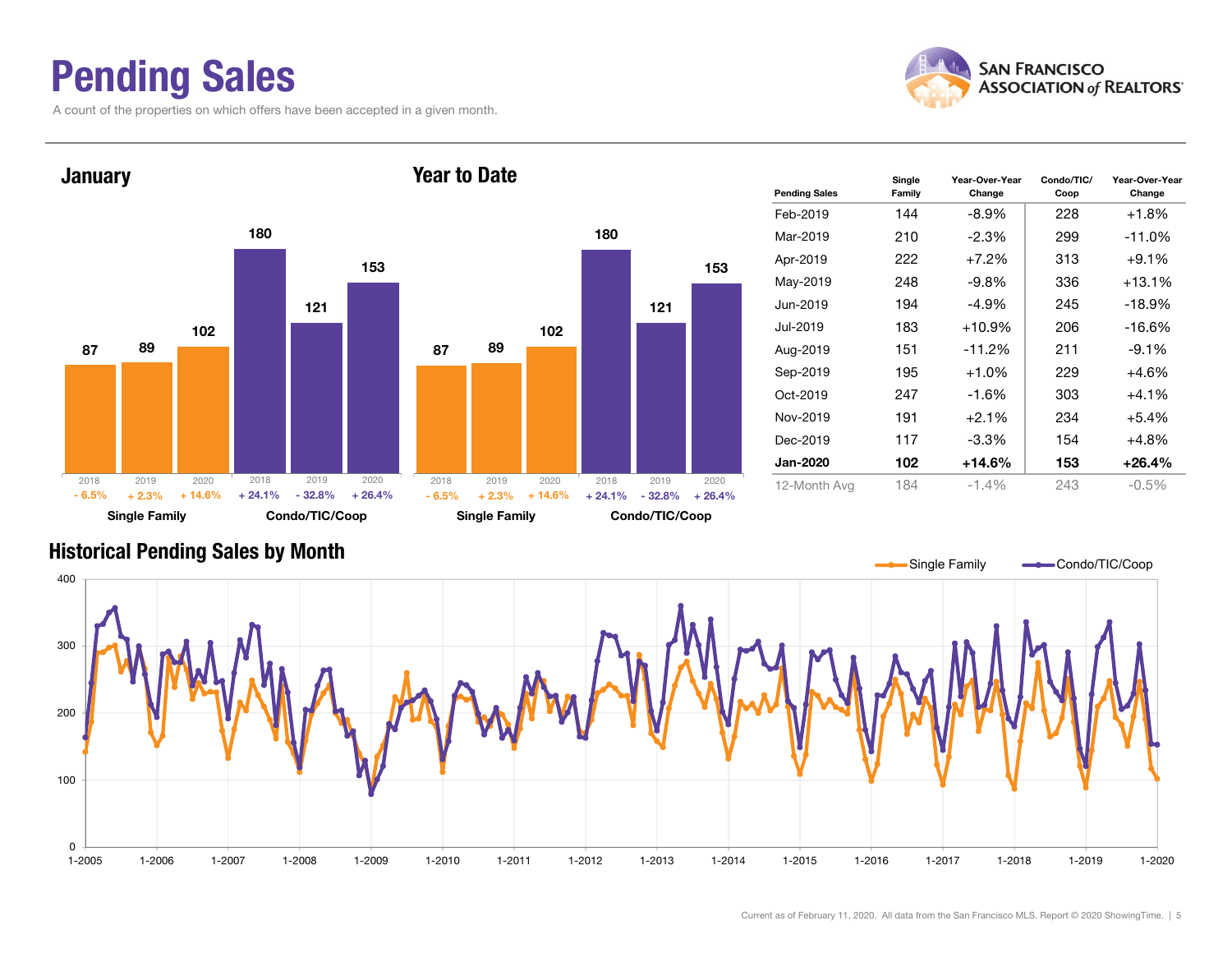# Pending Sales

A count of the properties on which offers have been accepted in a given month.

SAN FRANCISCO ASSOCIATION of REALTORS®

## January

| | Single Family | | | Condo/TIC/Coop | | |
|---|---|---|---|---|---|---|
| Year | 2018 | 2019 | 2020 | 2018 | 2019 | 2020 |
| Pending Sales | 87 | 89 | 102 | 180 | 121 | 153 |
| Change | - 6.5% | + 2.3% | + 14.6% | + 24.1% | - 32.8% | + 26.4% |

## Year to Date

| | Single Family | | | Condo/TIC/Coop | | |
|---|---|---|---|---|---|---|
| Year | 2018 | 2019 | 2020 | 2018 | 2019 | 2020 |
| Pending Sales | 87 | 89 | 102 | 180 | 121 | 153 |
| Change | - 6.5% | + 2.3% | + 14.6% | + 24.1% | - 32.8% | + 26.4% |

| Pending Sales | Single Family | Year-Over-Year Change | Condo/TIC/ Coop | Year-Over-Year Change |
|---|---|---|---|---|
| Feb-2019 | 144 | -8.9% | 228 | +1.8% |
| Mar-2019 | 210 | -2.3% | 299 | -11.0% |
| Apr-2019 | 222 | +7.2% | 313 | +9.1% |
| May-2019 | 248 | -9.8% | 336 | +13.1% |
| Jun-2019 | 194 | -4.9% | 245 | -18.9% |
| Jul-2019 | 183 | +10.9% | 206 | -16.6% |
| Aug-2019 | 151 | -11.2% | 211 | -9.1% |
| Sep-2019 | 195 | +1.0% | 229 | +4.6% |
| Oct-2019 | 247 | -1.6% | 303 | +4.1% |
| Nov-2019 | 191 | +2.1% | 234 | +5.4% |
| Dec-2019 | 117 | -3.3% | 154 | +4.8% |
| **Jan-2020** | **102** | **+14.6%** | **153** | **+26.4%** |
| 12-Month Avg | 184 | -1.4% | 243 | -0.5% |

## Historical Pending Sales by Month

Single Family — Condo/TIC/Coop

Current as of February 11, 2020. All data from the San Francisco MLS. Report © 2020 ShowingTime.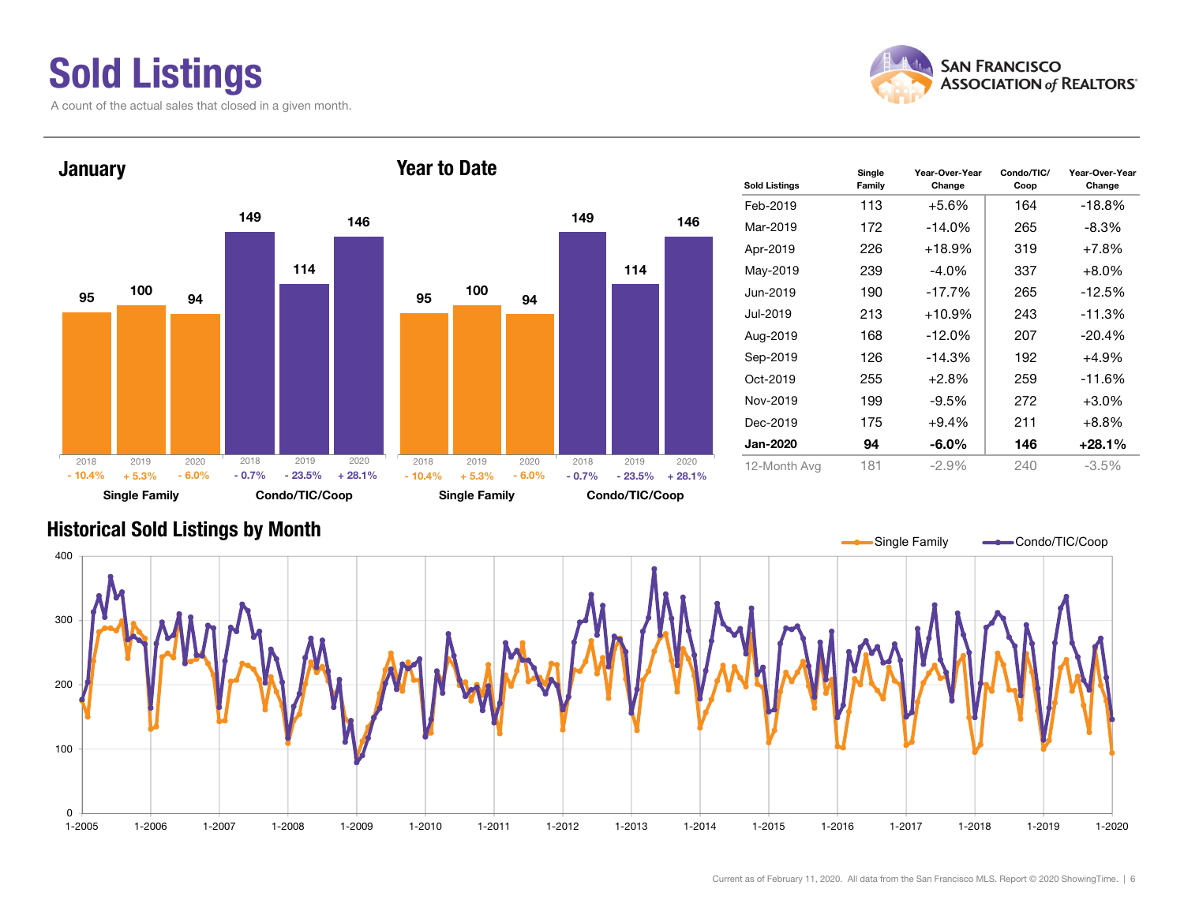# Sold Listings

A count of the actual sales that closed in a given month.

## January

| | Single Family 2018 | Single Family 2019 | Single Family 2020 | Condo/TIC/Coop 2018 | Condo/TIC/Coop 2019 | Condo/TIC/Coop 2020 |
|---|---|---|---|---|---|---|
| Sold Listings | 95 | 100 | 94 | 149 | 114 | 146 |
| Change | - 10.4% | + 5.3% | - 6.0% | - 0.7% | - 23.5% | + 28.1% |

## Year to Date

| | Single Family 2018 | Single Family 2019 | Single Family 2020 | Condo/TIC/Coop 2018 | Condo/TIC/Coop 2019 | Condo/TIC/Coop 2020 |
|---|---|---|---|---|---|---|
| Sold Listings | 95 | 100 | 94 | 149 | 114 | 146 |
| Change | - 10.4% | + 5.3% | - 6.0% | - 0.7% | - 23.5% | + 28.1% |

| Sold Listings | Single Family | Year-Over-Year Change | Condo/TIC/Coop | Year-Over-Year Change |
|---|---|---|---|---|
| Feb-2019 | 113 | +5.6% | 164 | -18.8% |
| Mar-2019 | 172 | -14.0% | 265 | -8.3% |
| Apr-2019 | 226 | +18.9% | 319 | +7.8% |
| May-2019 | 239 | -4.0% | 337 | +8.0% |
| Jun-2019 | 190 | -17.7% | 265 | -12.5% |
| Jul-2019 | 213 | +10.9% | 243 | -11.3% |
| Aug-2019 | 168 | -12.0% | 207 | -20.4% |
| Sep-2019 | 126 | -14.3% | 192 | +4.9% |
| Oct-2019 | 255 | +2.8% | 259 | -11.6% |
| Nov-2019 | 199 | -9.5% | 272 | +3.0% |
| Dec-2019 | 175 | +9.4% | 211 | +8.8% |
| **Jan-2020** | **94** | **-6.0%** | **146** | **+28.1%** |
| 12-Month Avg | 181 | -2.9% | 240 | -3.5% |

## Historical Sold Listings by Month

Single Family — Condo/TIC/Coop

Current as of February 11, 2020. All data from the San Francisco MLS. Report © 2020 ShowingTime.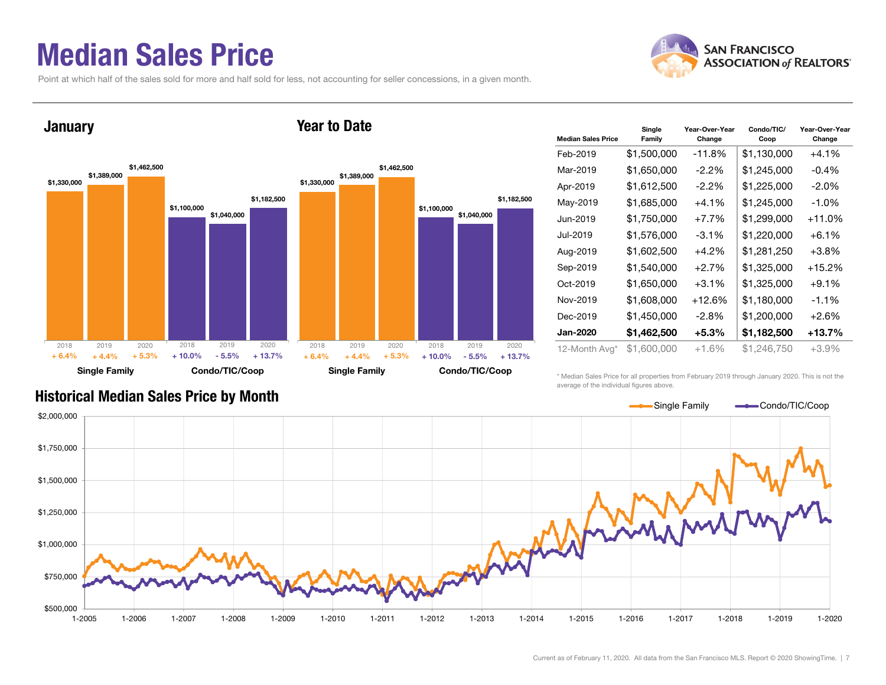# Median Sales Price

Point at which half of the sales sold for more and half sold for less, not accounting for seller concessions, in a given month.

## January

| | 2018 | 2019 | 2020 |
|---|---|---|---|
| Single Family | $1,330,000 | $1,389,000 | $1,462,500 |
| | + 6.4% | + 4.4% | + 5.3% |
| Condo/TIC/Coop | $1,100,000 | $1,040,000 | $1,182,500 |
| | + 10.0% | - 5.5% | + 13.7% |

## Year to Date

| | 2018 | 2019 | 2020 |
|---|---|---|---|
| Single Family | $1,330,000 | $1,389,000 | $1,462,500 |
| | + 6.4% | + 4.4% | + 5.3% |
| Condo/TIC/Coop | $1,100,000 | $1,040,000 | $1,182,500 |
| | + 10.0% | - 5.5% | + 13.7% |

| Median Sales Price | Single Family | Year-Over-Year Change | Condo/TIC/Coop | Year-Over-Year Change |
|---|---|---|---|---|
| Feb-2019 | $1,500,000 | -11.8% | $1,130,000 | +4.1% |
| Mar-2019 | $1,650,000 | -2.2% | $1,245,000 | -0.4% |
| Apr-2019 | $1,612,500 | -2.2% | $1,225,000 | -2.0% |
| May-2019 | $1,685,000 | +4.1% | $1,245,000 | -1.0% |
| Jun-2019 | $1,750,000 | +7.7% | $1,299,000 | +11.0% |
| Jul-2019 | $1,576,000 | -3.1% | $1,220,000 | +6.1% |
| Aug-2019 | $1,602,500 | +4.2% | $1,281,250 | +3.8% |
| Sep-2019 | $1,540,000 | +2.7% | $1,325,000 | +15.2% |
| Oct-2019 | $1,650,000 | +3.1% | $1,325,000 | +9.1% |
| Nov-2019 | $1,608,000 | +12.6% | $1,180,000 | -1.1% |
| Dec-2019 | $1,450,000 | -2.8% | $1,200,000 | +2.6% |
| **Jan-2020** | **$1,462,500** | **+5.3%** | **$1,182,500** | **+13.7%** |
| 12-Month Avg* | $1,600,000 | +1.6% | $1,246,750 | +3.9% |

\* Median Sales Price for all properties from February 2019 through January 2020. This is not the average of the individual figures above.

## Historical Median Sales Price by Month

Single Family — Condo/TIC/Coop

$2,000,000 / $1,750,000 / $1,500,000 / $1,250,000 / $1,000,000 / $750,000 / $500,000

1-2005, 1-2006, 1-2007, 1-2008, 1-2009, 1-2010, 1-2011, 1-2012, 1-2013, 1-2014, 1-2015, 1-2016, 1-2017, 1-2018, 1-2019, 1-2020

Current as of February 11, 2020. All data from the San Francisco MLS. Report © 2020 ShowingTime.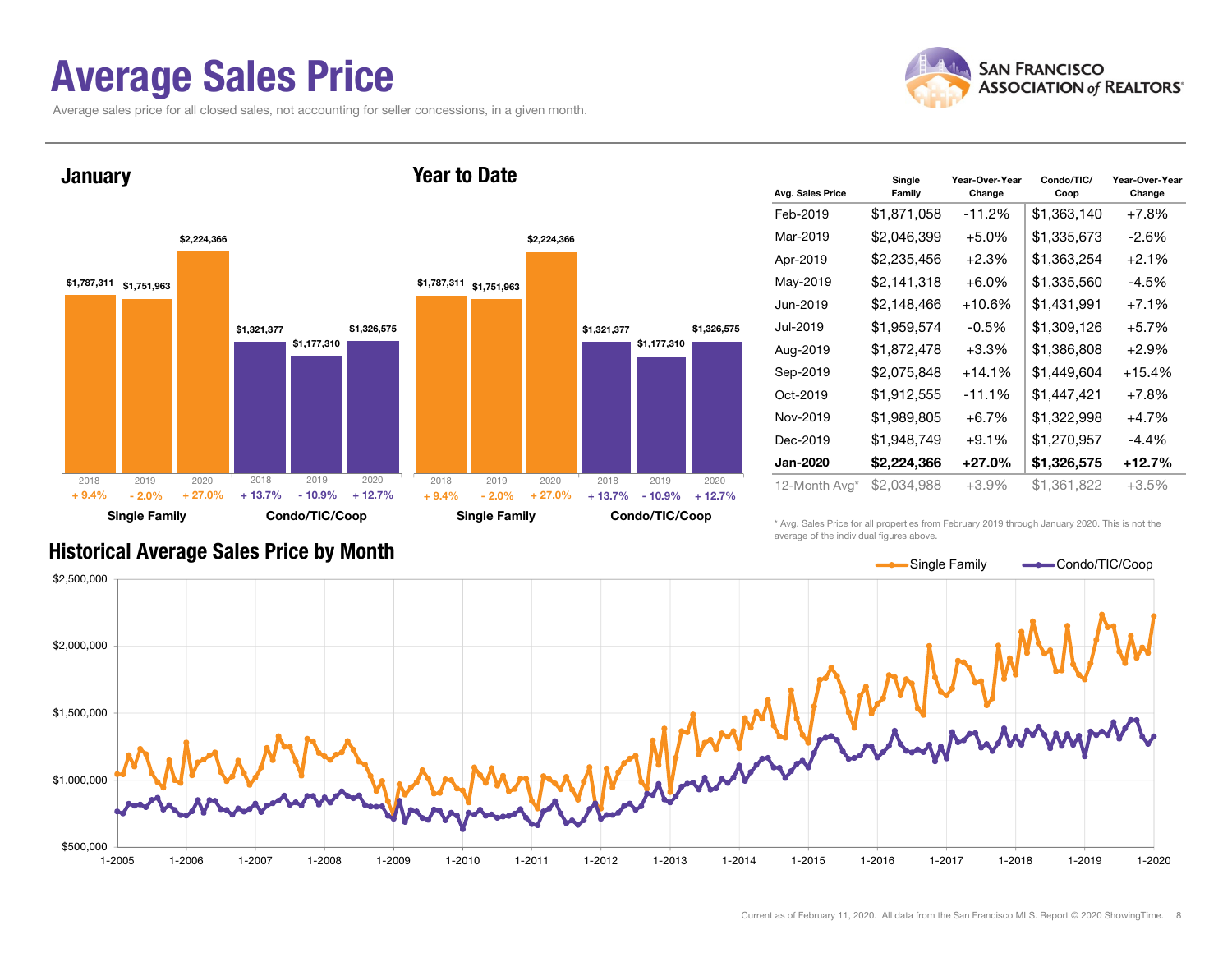# Average Sales Price

Average sales price for all closed sales, not accounting for seller concessions, in a given month.

## January

| | 2018 | 2019 | 2020 |
|---|---|---|---|
| Single Family | $1,787,311 | $1,751,963 | $2,224,366 |
| Change | + 9.4% | - 2.0% | + 27.0% |
| Condo/TIC/Coop | $1,321,377 | $1,177,310 | $1,326,575 |
| Change | + 13.7% | - 10.9% | + 12.7% |

## Year to Date

| | 2018 | 2019 | 2020 |
|---|---|---|---|
| Single Family | $1,787,311 | $1,751,963 | $2,224,366 |
| Change | + 9.4% | - 2.0% | + 27.0% |
| Condo/TIC/Coop | $1,321,377 | $1,177,310 | $1,326,575 |
| Change | + 13.7% | - 10.9% | + 12.7% |

| Avg. Sales Price | Single Family | Year-Over-Year Change | Condo/TIC/ Coop | Year-Over-Year Change |
|---|---|---|---|---|
| Feb-2019 | $1,871,058 | -11.2% | $1,363,140 | +7.8% |
| Mar-2019 | $2,046,399 | +5.0% | $1,335,673 | -2.6% |
| Apr-2019 | $2,235,456 | +2.3% | $1,363,254 | +2.1% |
| May-2019 | $2,141,318 | +6.0% | $1,335,560 | -4.5% |
| Jun-2019 | $2,148,466 | +10.6% | $1,431,991 | +7.1% |
| Jul-2019 | $1,959,574 | -0.5% | $1,309,126 | +5.7% |
| Aug-2019 | $1,872,478 | +3.3% | $1,386,808 | +2.9% |
| Sep-2019 | $2,075,848 | +14.1% | $1,449,604 | +15.4% |
| Oct-2019 | $1,912,555 | -11.1% | $1,447,421 | +7.8% |
| Nov-2019 | $1,989,805 | +6.7% | $1,322,998 | +4.7% |
| Dec-2019 | $1,948,749 | +9.1% | $1,270,957 | -4.4% |
| **Jan-2020** | **$2,224,366** | **+27.0%** | **$1,326,575** | **+12.7%** |
| 12-Month Avg* | $2,034,988 | +3.9% | $1,361,822 | +3.5% |

\* Avg. Sales Price for all properties from February 2019 through January 2020. This is not the average of the individual figures above.

## Historical Average Sales Price by Month

Single Family — Condo/TIC/Coop

$2,500,000 / $2,000,000 / $1,500,000 / $1,000,000 / $500,000

1-2005, 1-2006, 1-2007, 1-2008, 1-2009, 1-2010, 1-2011, 1-2012, 1-2013, 1-2014, 1-2015, 1-2016, 1-2017, 1-2018, 1-2019, 1-2020

Current as of February 11, 2020. All data from the San Francisco MLS. Report © 2020 ShowingTime.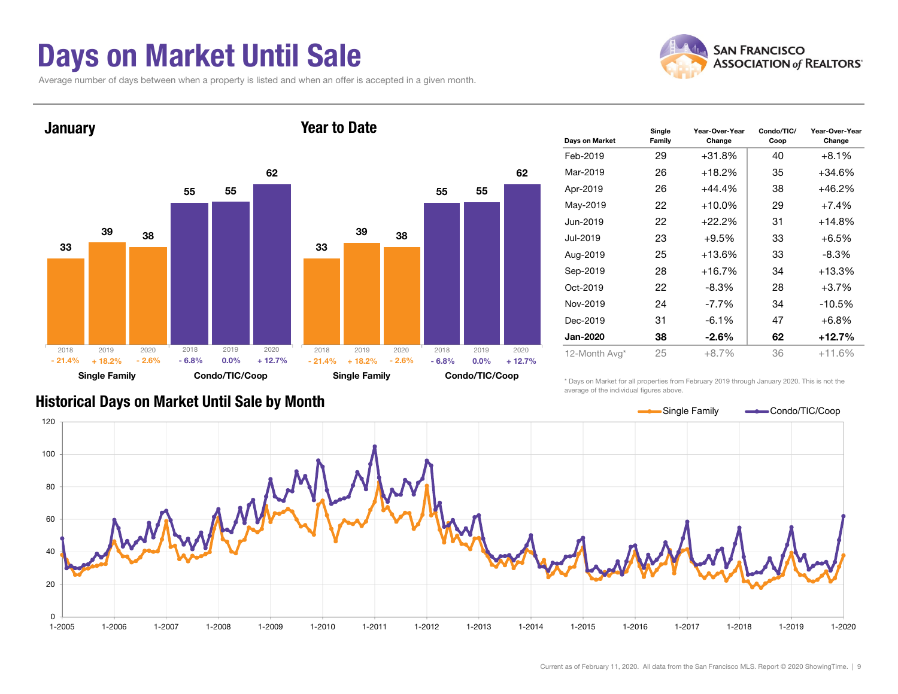# Days on Market Until Sale

Average number of days between when a property is listed and when an offer is accepted in a given month.

## January

| | 2018 | 2019 | 2020 |
|---|---|---|---|
| Single Family | 33 | 39 | 38 |
| Change | - 21.4% | + 18.2% | - 2.6% |
| Condo/TIC/Coop | 55 | 55 | 62 |
| Change | - 6.8% | 0.0% | + 12.7% |

## Year to Date

| | 2018 | 2019 | 2020 |
|---|---|---|---|
| Single Family | 33 | 39 | 38 |
| Change | - 21.4% | + 18.2% | - 2.6% |
| Condo/TIC/Coop | 55 | 55 | 62 |
| Change | - 6.8% | 0.0% | + 12.7% |

| Days on Market | Single Family | Year-Over-Year Change | Condo/TIC/ Coop | Year-Over-Year Change |
|---|---|---|---|---|
| Feb-2019 | 29 | +31.8% | 40 | +8.1% |
| Mar-2019 | 26 | +18.2% | 35 | +34.6% |
| Apr-2019 | 26 | +44.4% | 38 | +46.2% |
| May-2019 | 22 | +10.0% | 29 | +7.4% |
| Jun-2019 | 22 | +22.2% | 31 | +14.8% |
| Jul-2019 | 23 | +9.5% | 33 | +6.5% |
| Aug-2019 | 25 | +13.6% | 33 | -8.3% |
| Sep-2019 | 28 | +16.7% | 34 | +13.3% |
| Oct-2019 | 22 | -8.3% | 28 | +3.7% |
| Nov-2019 | 24 | -7.7% | 34 | -10.5% |
| Dec-2019 | 31 | -6.1% | 47 | +6.8% |
| **Jan-2020** | **38** | **-2.6%** | **62** | **+12.7%** |
| 12-Month Avg* | 25 | +8.7% | 36 | +11.6% |

\* Days on Market for all properties from February 2019 through January 2020. This is not the average of the individual figures above.

## Historical Days on Market Until Sale by Month

Single Family — Condo/TIC/Coop

Current as of February 11, 2020. All data from the San Francisco MLS. Report © 2020 ShowingTime.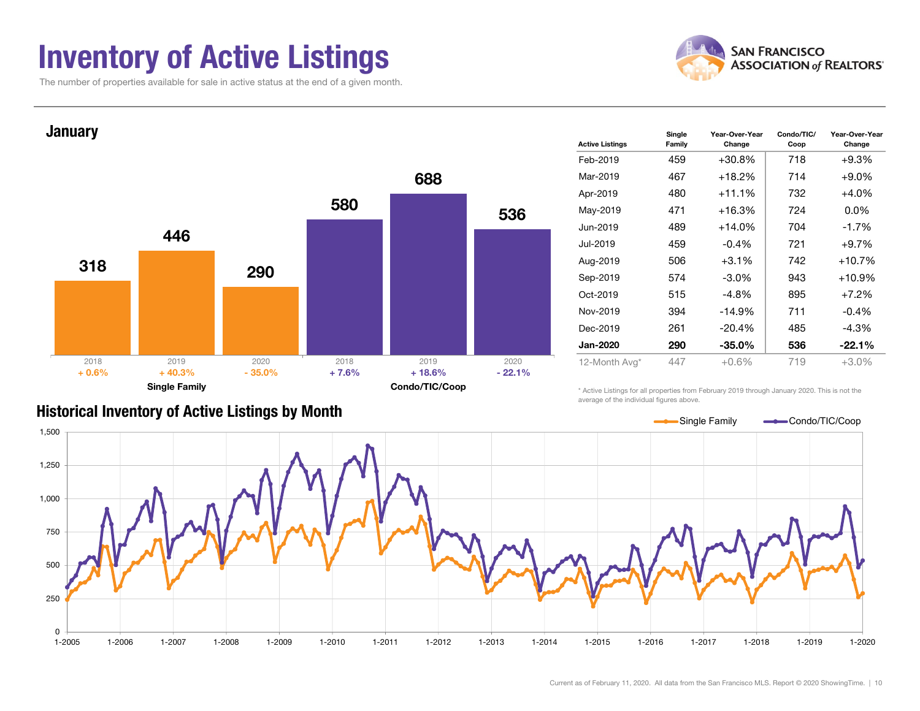# Inventory of Active Listings

The number of properties available for sale in active status at the end of a given month.

## January

| | 2018 | 2019 | 2020 |
|---|---|---|---|
| Single Family | 318 | 446 | 290 |
| Change | + 0.6% | + 40.3% | - 35.0% |
| Condo/TIC/Coop | 580 | 688 | 536 |
| Change | + 7.6% | + 18.6% | - 22.1% |

| Active Listings | Single Family | Year-Over-Year Change | Condo/TIC/ Coop | Year-Over-Year Change |
|---|---|---|---|---|
| Feb-2019 | 459 | +30.8% | 718 | +9.3% |
| Mar-2019 | 467 | +18.2% | 714 | +9.0% |
| Apr-2019 | 480 | +11.1% | 732 | +4.0% |
| May-2019 | 471 | +16.3% | 724 | 0.0% |
| Jun-2019 | 489 | +14.0% | 704 | -1.7% |
| Jul-2019 | 459 | -0.4% | 721 | +9.7% |
| Aug-2019 | 506 | +3.1% | 742 | +10.7% |
| Sep-2019 | 574 | -3.0% | 943 | +10.9% |
| Oct-2019 | 515 | -4.8% | 895 | +7.2% |
| Nov-2019 | 394 | -14.9% | 711 | -0.4% |
| Dec-2019 | 261 | -20.4% | 485 | -4.3% |
| **Jan-2020** | **290** | **-35.0%** | **536** | **-22.1%** |
| 12-Month Avg* | 447 | +0.6% | 719 | +3.0% |

\* Active Listings for all properties from February 2019 through January 2020. This is not the average of the individual figures above.

## Historical Inventory of Active Listings by Month

Single Family — Condo/TIC/Coop

Current as of February 11, 2020. All data from the San Francisco MLS. Report © 2020 ShowingTime.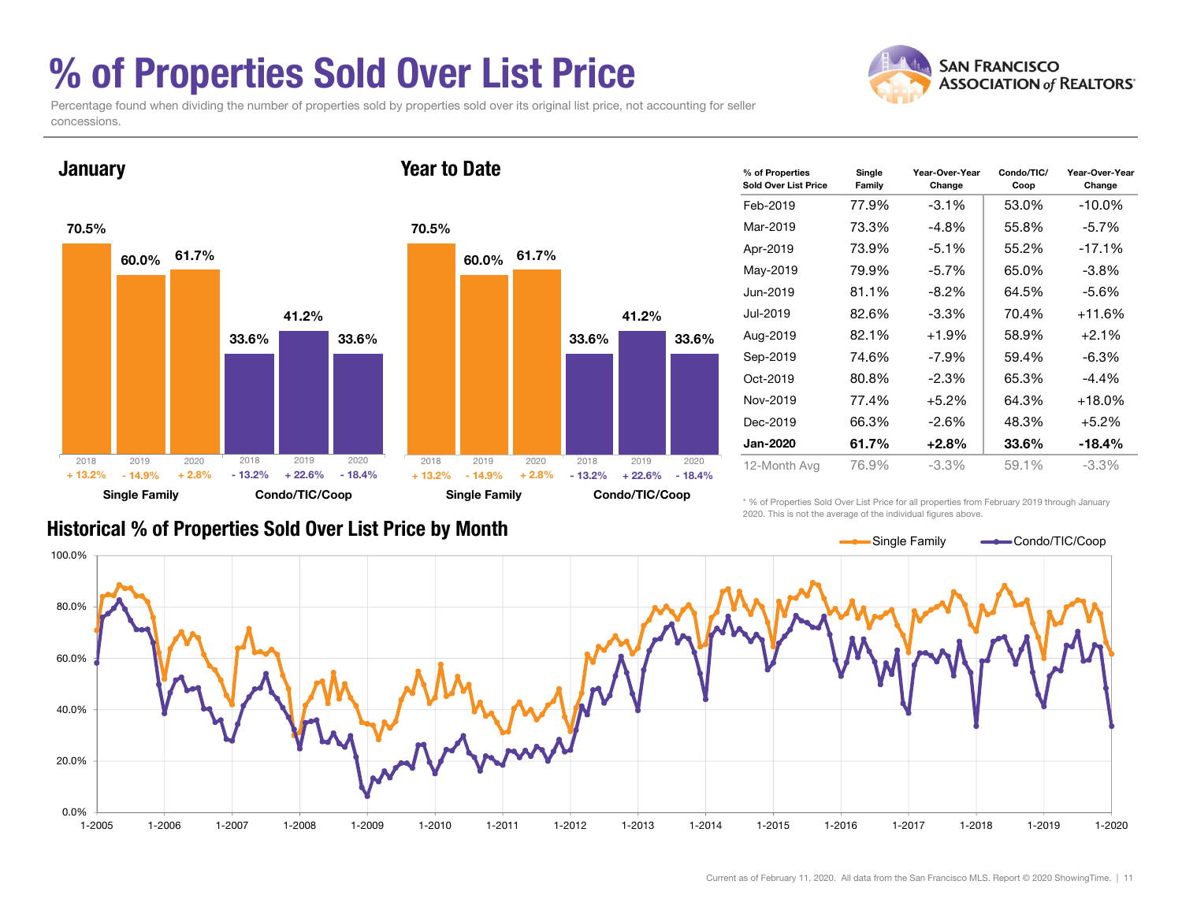# % of Properties Sold Over List Price

Percentage found when dividing the number of properties sold by properties sold over its original list price, not accounting for seller concessions.

SAN FRANCISCO ASSOCIATION of REALTORS®

## January

| | 2018 | 2019 | 2020 |
|---|---|---|---|
| Single Family | 70.5% | 60.0% | 61.7% |
| Change | + 13.2% | - 14.9% | + 2.8% |
| Condo/TIC/Coop | 33.6% | 41.2% | 33.6% |
| Change | - 13.2% | + 22.6% | - 18.4% |

## Year to Date

| | 2018 | 2019 | 2020 |
|---|---|---|---|
| Single Family | 70.5% | 60.0% | 61.7% |
| Change | + 13.2% | - 14.9% | + 2.8% |
| Condo/TIC/Coop | 33.6% | 41.2% | 33.6% |
| Change | - 13.2% | + 22.6% | - 18.4% |

| % of Properties Sold Over List Price | Single Family | Year-Over-Year Change | Condo/TIC/Coop | Year-Over-Year Change |
|---|---|---|---|---|
| Feb-2019 | 77.9% | -3.1% | 53.0% | -10.0% |
| Mar-2019 | 73.3% | -4.8% | 55.8% | -5.7% |
| Apr-2019 | 73.9% | -5.1% | 55.2% | -17.1% |
| May-2019 | 79.9% | -5.7% | 65.0% | -3.8% |
| Jun-2019 | 81.1% | -8.2% | 64.5% | -5.6% |
| Jul-2019 | 82.6% | -3.3% | 70.4% | +11.6% |
| Aug-2019 | 82.1% | +1.9% | 58.9% | +2.1% |
| Sep-2019 | 74.6% | -7.9% | 59.4% | -6.3% |
| Oct-2019 | 80.8% | -2.3% | 65.3% | -4.4% |
| Nov-2019 | 77.4% | +5.2% | 64.3% | +18.0% |
| Dec-2019 | 66.3% | -2.6% | 48.3% | +5.2% |
| **Jan-2020** | **61.7%** | **+2.8%** | **33.6%** | **-18.4%** |
| 12-Month Avg | 76.9% | -3.3% | 59.1% | -3.3% |

* % of Properties Sold Over List Price for all properties from February 2019 through January 2020. This is not the average of the individual figures above.

## Historical % of Properties Sold Over List Price by Month

Single Family — Condo/TIC/Coop

Current as of February 11, 2020. All data from the San Francisco MLS. Report © 2020 ShowingTime.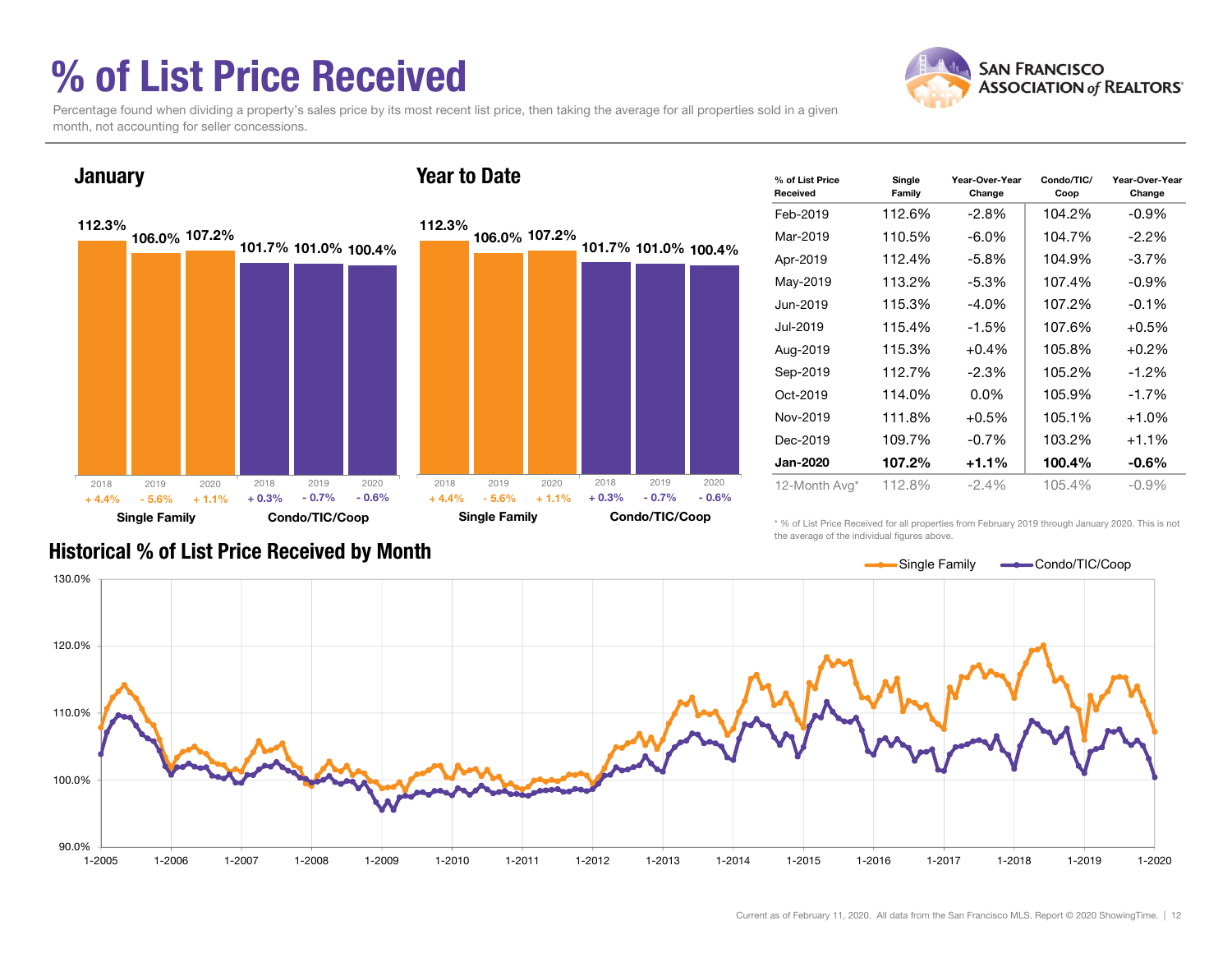# % of List Price Received

Percentage found when dividing a property's sales price by its most recent list price, then taking the average for all properties sold in a given month, not accounting for seller concessions.

## January

| | 2018 | 2019 | 2020 |
|---|---|---|---|
| Single Family | 112.3% | 106.0% | 107.2% |
| Change | + 4.4% | - 5.6% | + 1.1% |
| Condo/TIC/Coop | 101.7% | 101.0% | 100.4% |
| Change | + 0.3% | - 0.7% | - 0.6% |

## Year to Date

| | 2018 | 2019 | 2020 |
|---|---|---|---|
| Single Family | 112.3% | 106.0% | 107.2% |
| Change | + 4.4% | - 5.6% | + 1.1% |
| Condo/TIC/Coop | 101.7% | 101.0% | 100.4% |
| Change | + 0.3% | - 0.7% | - 0.6% |

| % of List Price Received | Single Family | Year-Over-Year Change | Condo/TIC/ Coop | Year-Over-Year Change |
|---|---|---|---|---|
| Feb-2019 | 112.6% | -2.8% | 104.2% | -0.9% |
| Mar-2019 | 110.5% | -6.0% | 104.7% | -2.2% |
| Apr-2019 | 112.4% | -5.8% | 104.9% | -3.7% |
| May-2019 | 113.2% | -5.3% | 107.4% | -0.9% |
| Jun-2019 | 115.3% | -4.0% | 107.2% | -0.1% |
| Jul-2019 | 115.4% | -1.5% | 107.6% | +0.5% |
| Aug-2019 | 115.3% | +0.4% | 105.8% | +0.2% |
| Sep-2019 | 112.7% | -2.3% | 105.2% | -1.2% |
| Oct-2019 | 114.0% | 0.0% | 105.9% | -1.7% |
| Nov-2019 | 111.8% | +0.5% | 105.1% | +1.0% |
| Dec-2019 | 109.7% | -0.7% | 103.2% | +1.1% |
| **Jan-2020** | **107.2%** | **+1.1%** | **100.4%** | **-0.6%** |
| 12-Month Avg* | 112.8% | -2.4% | 105.4% | -0.9% |

* % of List Price Received for all properties from February 2019 through January 2020. This is not the average of the individual figures above.

## Historical % of List Price Received by Month

Single Family / Condo/TIC/Coop (chart, 1-2005 to 1-2020, 90.0% to 130.0%)

Current as of February 11, 2020. All data from the San Francisco MLS. Report © 2020 ShowingTime.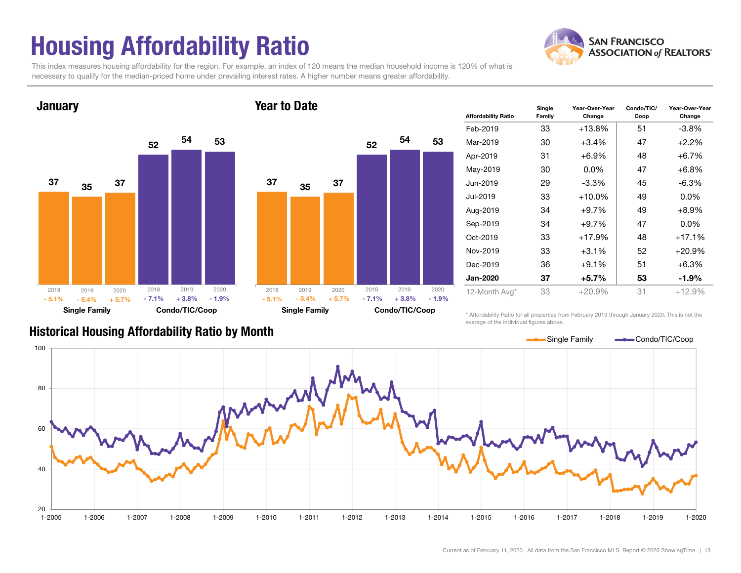# Housing Affordability Ratio

This index measures housing affordability for the region. For example, an index of 120 means the median household income is 120% of what is necessary to qualify for the median-priced home under prevailing interest rates. A higher number means greater affordability.

## January

| | Single Family | | | Condo/TIC/Coop | | |
|---|---|---|---|---|---|---|
| Year | 2018 | 2019 | 2020 | 2018 | 2019 | 2020 |
| Ratio | 37 | 35 | 37 | 52 | 54 | 53 |
| Change | - 5.1% | - 5.4% | + 5.7% | - 7.1% | + 3.8% | - 1.9% |

## Year to Date

| | Single Family | | | Condo/TIC/Coop | | |
|---|---|---|---|---|---|---|
| Year | 2018 | 2019 | 2020 | 2018 | 2019 | 2020 |
| Ratio | 37 | 35 | 37 | 52 | 54 | 53 |
| Change | - 5.1% | - 5.4% | + 5.7% | - 7.1% | + 3.8% | - 1.9% |

| Affordability Ratio | Single Family | Year-Over-Year Change | Condo/TIC/Coop | Year-Over-Year Change |
|---|---|---|---|---|
| Feb-2019 | 33 | +13.8% | 51 | -3.8% |
| Mar-2019 | 30 | +3.4% | 47 | +2.2% |
| Apr-2019 | 31 | +6.9% | 48 | +6.7% |
| May-2019 | 30 | 0.0% | 47 | +6.8% |
| Jun-2019 | 29 | -3.3% | 45 | -6.3% |
| Jul-2019 | 33 | +10.0% | 49 | 0.0% |
| Aug-2019 | 34 | +9.7% | 49 | +8.9% |
| Sep-2019 | 34 | +9.7% | 47 | 0.0% |
| Oct-2019 | 33 | +17.9% | 48 | +17.1% |
| Nov-2019 | 33 | +3.1% | 52 | +20.9% |
| Dec-2019 | 36 | +9.1% | 51 | +6.3% |
| **Jan-2020** | **37** | **+5.7%** | **53** | **-1.9%** |
| 12-Month Avg* | 33 | +20.9% | 31 | +12.9% |

\* Affordability Ratio for all properties from February 2019 through January 2020. This is not the average of the individual figures above.

## Historical Housing Affordability Ratio by Month

Single Family — Condo/TIC/Coop

Current as of February 11, 2020. All data from the San Francisco MLS. Report © 2020 ShowingTime.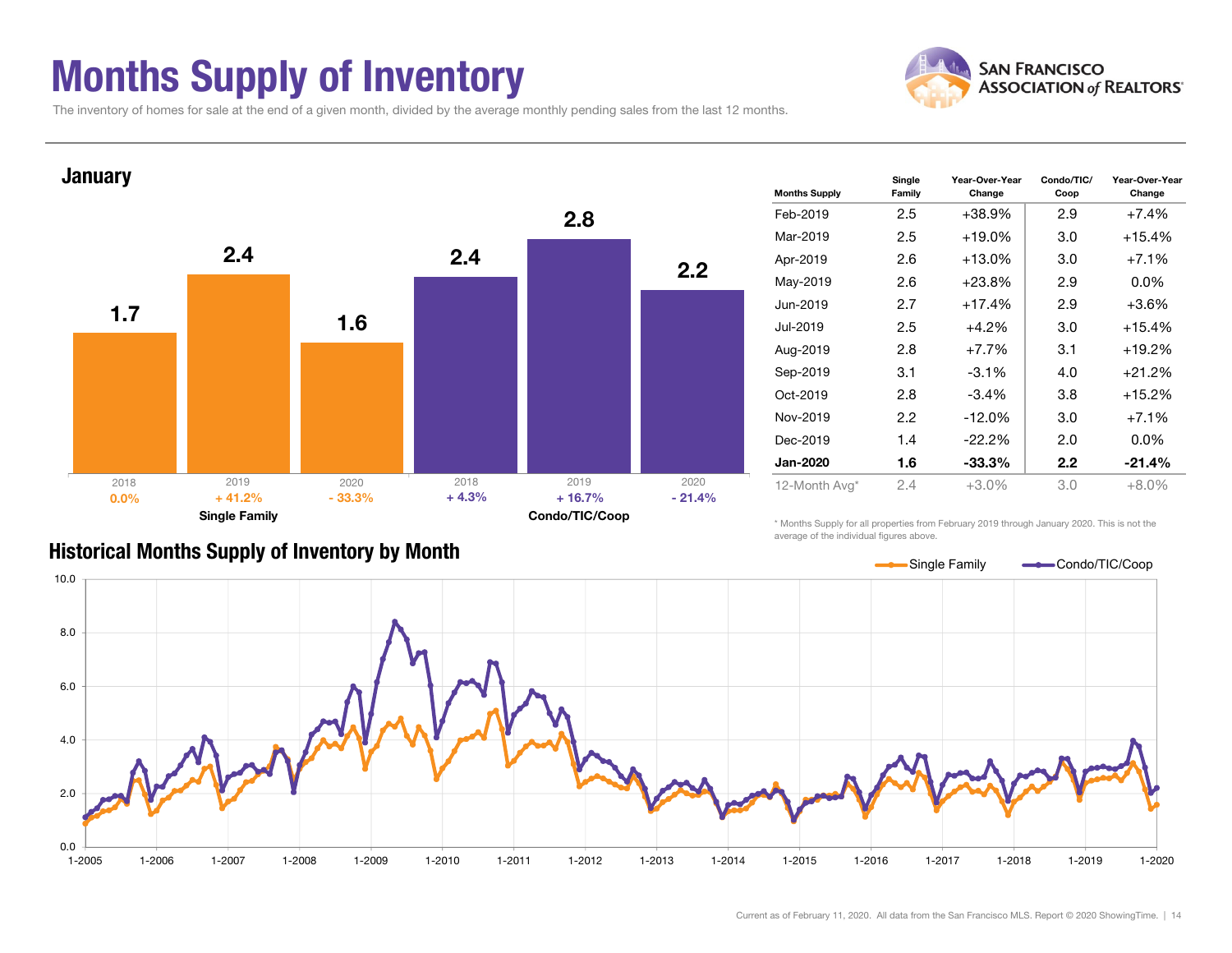# Months Supply of Inventory

The inventory of homes for sale at the end of a given month, divided by the average monthly pending sales from the last 12 months.

## January

**Single Family**

| Year | Months Supply | Change |
|---|---|---|
| 2018 | 1.7 | 0.0% |
| 2019 | 2.4 | + 41.2% |
| 2020 | 1.6 | - 33.3% |

**Condo/TIC/Coop**

| Year | Months Supply | Change |
|---|---|---|
| 2018 | 2.4 | + 4.3% |
| 2019 | 2.8 | + 16.7% |
| 2020 | 2.2 | - 21.4% |

| Months Supply | Single Family | Year-Over-Year Change | Condo/TIC/ Coop | Year-Over-Year Change |
|---|---|---|---|---|
| Feb-2019 | 2.5 | +38.9% | 2.9 | +7.4% |
| Mar-2019 | 2.5 | +19.0% | 3.0 | +15.4% |
| Apr-2019 | 2.6 | +13.0% | 3.0 | +7.1% |
| May-2019 | 2.6 | +23.8% | 2.9 | 0.0% |
| Jun-2019 | 2.7 | +17.4% | 2.9 | +3.6% |
| Jul-2019 | 2.5 | +4.2% | 3.0 | +15.4% |
| Aug-2019 | 2.8 | +7.7% | 3.1 | +19.2% |
| Sep-2019 | 3.1 | -3.1% | 4.0 | +21.2% |
| Oct-2019 | 2.8 | -3.4% | 3.8 | +15.2% |
| Nov-2019 | 2.2 | -12.0% | 3.0 | +7.1% |
| Dec-2019 | 1.4 | -22.2% | 2.0 | 0.0% |
| **Jan-2020** | **1.6** | **-33.3%** | **2.2** | **-21.4%** |
| 12-Month Avg* | 2.4 | +3.0% | 3.0 | +8.0% |

\* Months Supply for all properties from February 2019 through January 2020. This is not the average of the individual figures above.

## Historical Months Supply of Inventory by Month

Current as of February 11, 2020. All data from the San Francisco MLS. Report © 2020 ShowingTime.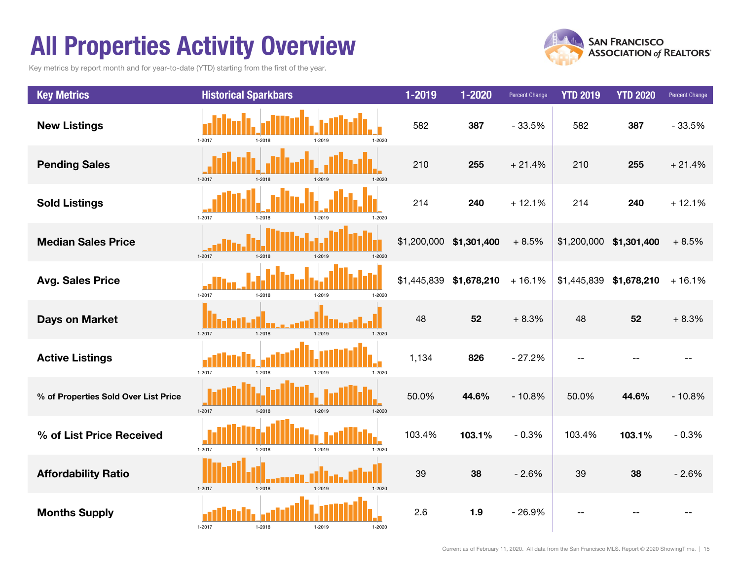# All Properties Activity Overview

Key metrics by report month and for year-to-date (YTD) starting from the first of the year.

| Key Metrics | Historical Sparkbars | 1-2019 | 1-2020 | Percent Change | YTD 2019 | YTD 2020 | Percent Change |
|---|---|---|---|---|---|---|---|
| **New Listings** | 1-2017 1-2018 1-2019 1-2020 | 582 | **387** | - 33.5% | 582 | **387** | - 33.5% |
| **Pending Sales** | 1-2017 1-2018 1-2019 1-2020 | 210 | **255** | + 21.4% | 210 | **255** | + 21.4% |
| **Sold Listings** | 1-2017 1-2018 1-2019 1-2020 | 214 | **240** | + 12.1% | 214 | **240** | + 12.1% |
| **Median Sales Price** | 1-2017 1-2018 1-2019 1-2020 | $1,200,000 | **$1,301,400** | + 8.5% | $1,200,000 | **$1,301,400** | + 8.5% |
| **Avg. Sales Price** | 1-2017 1-2018 1-2019 1-2020 | $1,445,839 | **$1,678,210** | + 16.1% | $1,445,839 | **$1,678,210** | + 16.1% |
| **Days on Market** | 1-2017 1-2018 1-2019 1-2020 | 48 | **52** | + 8.3% | 48 | **52** | + 8.3% |
| **Active Listings** | 1-2017 1-2018 1-2019 1-2020 | 1,134 | **826** | - 27.2% | -- | -- | -- |
| **% of Properties Sold Over List Price** | 1-2017 1-2018 1-2019 1-2020 | 50.0% | **44.6%** | - 10.8% | 50.0% | **44.6%** | - 10.8% |
| **% of List Price Received** | 1-2017 1-2018 1-2019 1-2020 | 103.4% | **103.1%** | - 0.3% | 103.4% | **103.1%** | - 0.3% |
| **Affordability Ratio** | 1-2017 1-2018 1-2019 1-2020 | 39 | **38** | - 2.6% | 39 | **38** | - 2.6% |
| **Months Supply** | 1-2017 1-2018 1-2019 1-2020 | 2.6 | **1.9** | - 26.9% | -- | -- | -- |

Current as of February 11, 2020. All data from the San Francisco MLS. Report © 2020 ShowingTime.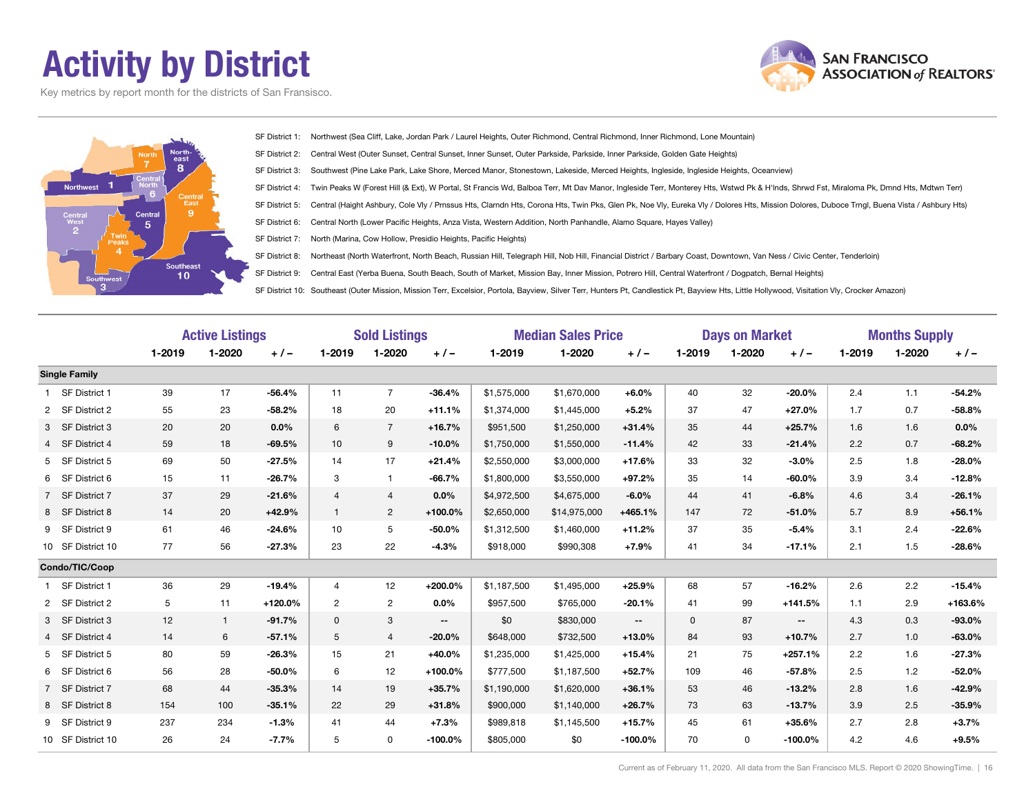# Activity by District

Key metrics by report month for the districts of San Fransisco.

SAN FRANCISCO ASSOCIATION of REALTORS®

Northwest 1
Central West 2
Southwest 3
Twin Peaks 4
Central 5
Central North 6
North 7
Northeast 8
Central East 9
Southeast 10

SF District 1: Northwest (Sea Cliff, Lake, Jordan Park / Laurel Heights, Outer Richmond, Central Richmond, Inner Richmond, Lone Mountain)

SF District 2: Central West (Outer Sunset, Central Sunset, Inner Sunset, Outer Parkside, Parkside, Inner Parkside, Golden Gate Heights)

SF District 3: Southwest (Pine Lake Park, Lake Shore, Merced Manor, Stonestown, Lakeside, Merced Heights, Ingleside, Ingleside Heights, Oceanview)

SF District 4: Twin Peaks W (Forest Hill (& Ext), W Portal, St Francis Wd, Balboa Terr, Mt Dav Manor, Ingleside Terr, Monterey Hts, Wstwd Pk & H'lnds, Shrwd Fst, Miraloma Pk, Dmnd Hts, Mdtwn Terr)

SF District 5: Central (Haight Ashbury, Cole Vly / Prnssus Hts, Clarndn Hts, Corona Hts, Twin Pks, Glen Pk, Noe Vly, Eureka Vly / Dolores Hts, Mission Dolores, Duboce Trngl, Buena Vista / Ashbury Hts)

SF District 6: Central North (Lower Pacific Heights, Anza Vista, Western Addition, North Panhandle, Alamo Square, Hayes Valley)

SF District 7: North (Marina, Cow Hollow, Presidio Heights, Pacific Heights)

SF District 8: Northeast (North Waterfront, North Beach, Russian Hill, Telegraph Hill, Nob Hill, Financial District / Barbary Coast, Downtown, Van Ness / Civic Center, Tenderloin)

SF District 9: Central East (Yerba Buena, South Beach, South of Market, Mission Bay, Inner Mission, Potrero Hill, Central Waterfront / Dogpatch, Bernal Heights)

SF District 10: Southeast (Outer Mission, Mission Terr, Excelsior, Portola, Bayview, Silver Terr, Hunters Pt, Candlestick Pt, Bayview Hts, Little Hollywood, Visitation Vly, Crocker Amazon)

| | | Active Listings | | | Sold Listings | | | Median Sales Price | | | Days on Market | | | Months Supply | | |
|---|---|---|---|---|---|---|---|---|---|---|---|---|---|---|---|---|
| | | 1-2019 | 1-2020 | + / – | 1-2019 | 1-2020 | + / – | 1-2019 | 1-2020 | + / – | 1-2019 | 1-2020 | + / – | 1-2019 | 1-2020 | + / – |
| **Single Family** | | | | | | | | | | | | | | | | |
| 1 | SF District 1 | 39 | 17 | **-56.4%** | 11 | 7 | **-36.4%** | $1,575,000 | $1,670,000 | **+6.0%** | 40 | 32 | **-20.0%** | 2.4 | 1.1 | **-54.2%** |
| 2 | SF District 2 | 55 | 23 | **-58.2%** | 18 | 20 | **+11.1%** | $1,374,000 | $1,445,000 | **+5.2%** | 37 | 47 | **+27.0%** | 1.7 | 0.7 | **-58.8%** |
| 3 | SF District 3 | 20 | 20 | **0.0%** | 6 | 7 | **+16.7%** | $951,500 | $1,250,000 | **+31.4%** | 35 | 44 | **+25.7%** | 1.6 | 1.6 | **0.0%** |
| 4 | SF District 4 | 59 | 18 | **-69.5%** | 10 | 9 | **-10.0%** | $1,750,000 | $1,550,000 | **-11.4%** | 42 | 33 | **-21.4%** | 2.2 | 0.7 | **-68.2%** |
| 5 | SF District 5 | 69 | 50 | **-27.5%** | 14 | 17 | **+21.4%** | $2,550,000 | $3,000,000 | **+17.6%** | 33 | 32 | **-3.0%** | 2.5 | 1.8 | **-28.0%** |
| 6 | SF District 6 | 15 | 11 | **-26.7%** | 3 | 1 | **-66.7%** | $1,800,000 | $3,550,000 | **+97.2%** | 35 | 14 | **-60.0%** | 3.9 | 3.4 | **-12.8%** |
| 7 | SF District 7 | 37 | 29 | **-21.6%** | 4 | 4 | **0.0%** | $4,972,500 | $4,675,000 | **-6.0%** | 44 | 41 | **-6.8%** | 4.6 | 3.4 | **-26.1%** |
| 8 | SF District 8 | 14 | 20 | **+42.9%** | 1 | 2 | **+100.0%** | $2,650,000 | $14,975,000 | **+465.1%** | 147 | 72 | **-51.0%** | 5.7 | 8.9 | **+56.1%** |
| 9 | SF District 9 | 61 | 46 | **-24.6%** | 10 | 5 | **-50.0%** | $1,312,500 | $1,460,000 | **+11.2%** | 37 | 35 | **-5.4%** | 3.1 | 2.4 | **-22.6%** |
| 10 | SF District 10 | 77 | 56 | **-27.3%** | 23 | 22 | **-4.3%** | $918,000 | $990,308 | **+7.9%** | 41 | 34 | **-17.1%** | 2.1 | 1.5 | **-28.6%** |
| **Condo/TIC/Coop** | | | | | | | | | | | | | | | | |
| 1 | SF District 1 | 36 | 29 | **-19.4%** | 4 | 12 | **+200.0%** | $1,187,500 | $1,495,000 | **+25.9%** | 68 | 57 | **-16.2%** | 2.6 | 2.2 | **-15.4%** |
| 2 | SF District 2 | 5 | 11 | **+120.0%** | 2 | 2 | **0.0%** | $957,500 | $765,000 | **-20.1%** | 41 | 99 | **+141.5%** | 1.1 | 2.9 | **+163.6%** |
| 3 | SF District 3 | 12 | 1 | **-91.7%** | 0 | 3 | **--** | $0 | $830,000 | **--** | 0 | 87 | **--** | 4.3 | 0.3 | **-93.0%** |
| 4 | SF District 4 | 14 | 6 | **-57.1%** | 5 | 4 | **-20.0%** | $648,000 | $732,500 | **+13.0%** | 84 | 93 | **+10.7%** | 2.7 | 1.0 | **-63.0%** |
| 5 | SF District 5 | 80 | 59 | **-26.3%** | 15 | 21 | **+40.0%** | $1,235,000 | $1,425,000 | **+15.4%** | 21 | 75 | **+257.1%** | 2.2 | 1.6 | **-27.3%** |
| 6 | SF District 6 | 56 | 28 | **-50.0%** | 6 | 12 | **+100.0%** | $777,500 | $1,187,500 | **+52.7%** | 109 | 46 | **-57.8%** | 2.5 | 1.2 | **-52.0%** |
| 7 | SF District 7 | 68 | 44 | **-35.3%** | 14 | 19 | **+35.7%** | $1,190,000 | $1,620,000 | **+36.1%** | 53 | 46 | **-13.2%** | 2.8 | 1.6 | **-42.9%** |
| 8 | SF District 8 | 154 | 100 | **-35.1%** | 22 | 29 | **+31.8%** | $900,000 | $1,140,000 | **+26.7%** | 73 | 63 | **-13.7%** | 3.9 | 2.5 | **-35.9%** |
| 9 | SF District 9 | 237 | 234 | **-1.3%** | 41 | 44 | **+7.3%** | $989,818 | $1,145,500 | **+15.7%** | 45 | 61 | **+35.6%** | 2.7 | 2.8 | **+3.7%** |
| 10 | SF District 10 | 26 | 24 | **-7.7%** | 5 | 0 | **-100.0%** | $805,000 | $0 | **-100.0%** | 70 | 0 | **-100.0%** | 4.2 | 4.6 | **+9.5%** |

Current as of February 11, 2020. All data from the San Francisco MLS. Report © 2020 ShowingTime.